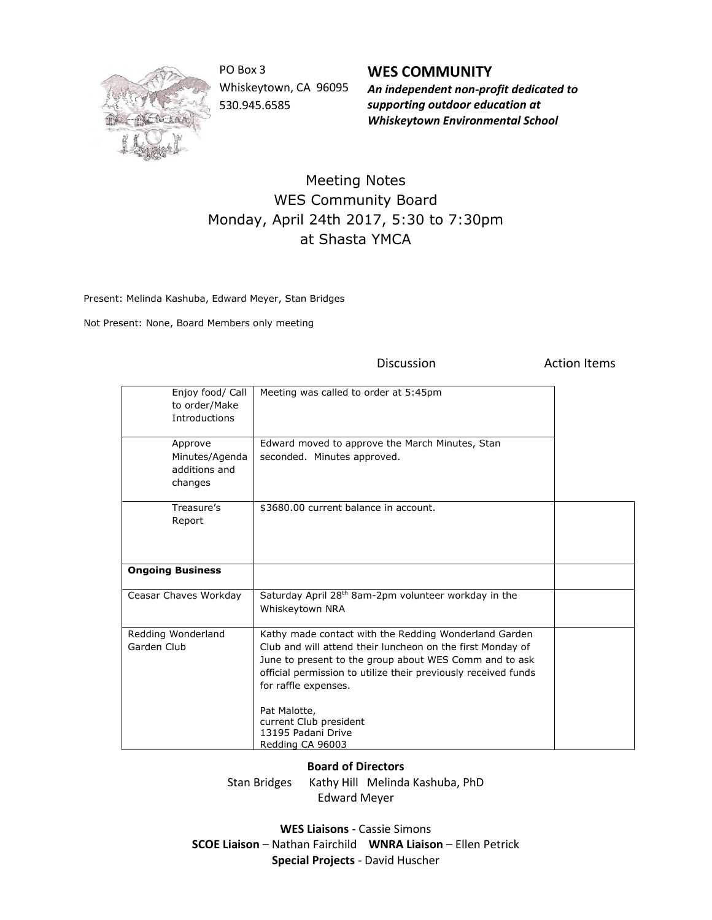PO Box 3
Whiskeytown, CA 96095
530.945.6585

**WES COMMUNITY**
***An independent non-profit dedicated to supporting outdoor education at Whiskeytown Environmental School***

# Meeting Notes
## WES Community Board
## Monday, April 24th 2017, 5:30 to 7:30pm
## at Shasta YMCA

Present: Melinda Kashuba, Edward Meyer, Stan Bridges

Not Present: None, Board Members only meeting

| | Discussion | Action Items |
|---|---|---|
| Enjoy food/ Call to order/Make Introductions | Meeting was called to order at 5:45pm | |
| Approve Minutes/Agenda additions and changes | Edward moved to approve the March Minutes, Stan seconded. Minutes approved. | |
| Treasure's Report | $3680.00 current balance in account. | |
| **Ongoing Business** | | |
| Ceasar Chaves Workday | Saturday April 28th 8am-2pm volunteer workday in the Whiskeytown NRA | |
| Redding Wonderland Garden Club | Kathy made contact with the Redding Wonderland Garden Club and will attend their luncheon on the first Monday of June to present to the group about WES Comm and to ask official permission to utilize their previously received funds for raffle expenses.<br><br>Pat Malotte,<br>current Club president<br>13195 Padani Drive<br>Redding CA 96003 | |

**Board of Directors**
Stan Bridges Kathy Hill Melinda Kashuba, PhD
Edward Meyer

**WES Liaisons** - Cassie Simons
**SCOE Liaison** – Nathan Fairchild **WNRA Liaison** – Ellen Petrick
**Special Projects** - David Huscher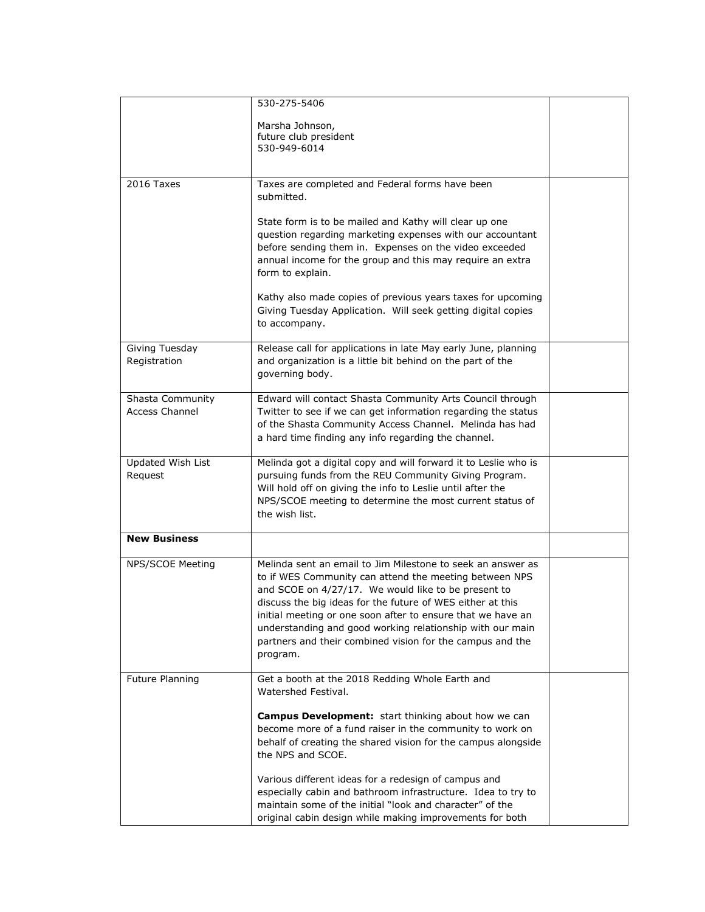| | | |
|---|---|---|
| | 530-275-5406<br><br>Marsha Johnson,<br>future club president<br>530-949-6014 | |
| 2016 Taxes | Taxes are completed and Federal forms have been submitted.<br><br>State form is to be mailed and Kathy will clear up one question regarding marketing expenses with our accountant before sending them in. Expenses on the video exceeded annual income for the group and this may require an extra form to explain.<br><br>Kathy also made copies of previous years taxes for upcoming Giving Tuesday Application. Will seek getting digital copies to accompany. | |
| Giving Tuesday Registration | Release call for applications in late May early June, planning and organization is a little bit behind on the part of the governing body. | |
| Shasta Community Access Channel | Edward will contact Shasta Community Arts Council through Twitter to see if we can get information regarding the status of the Shasta Community Access Channel. Melinda has had a hard time finding any info regarding the channel. | |
| Updated Wish List Request | Melinda got a digital copy and will forward it to Leslie who is pursuing funds from the REU Community Giving Program. Will hold off on giving the info to Leslie until after the NPS/SCOE meeting to determine the most current status of the wish list. | |
| **New Business** | | |
| NPS/SCOE Meeting | Melinda sent an email to Jim Milestone to seek an answer as to if WES Community can attend the meeting between NPS and SCOE on 4/27/17. We would like to be present to discuss the big ideas for the future of WES either at this initial meeting or one soon after to ensure that we have an understanding and good working relationship with our main partners and their combined vision for the campus and the program. | |
| Future Planning | Get a booth at the 2018 Redding Whole Earth and Watershed Festival.<br><br>**Campus Development:** start thinking about how we can become more of a fund raiser in the community to work on behalf of creating the shared vision for the campus alongside the NPS and SCOE.<br><br>Various different ideas for a redesign of campus and especially cabin and bathroom infrastructure. Idea to try to maintain some of the initial "look and character" of the original cabin design while making improvements for both | |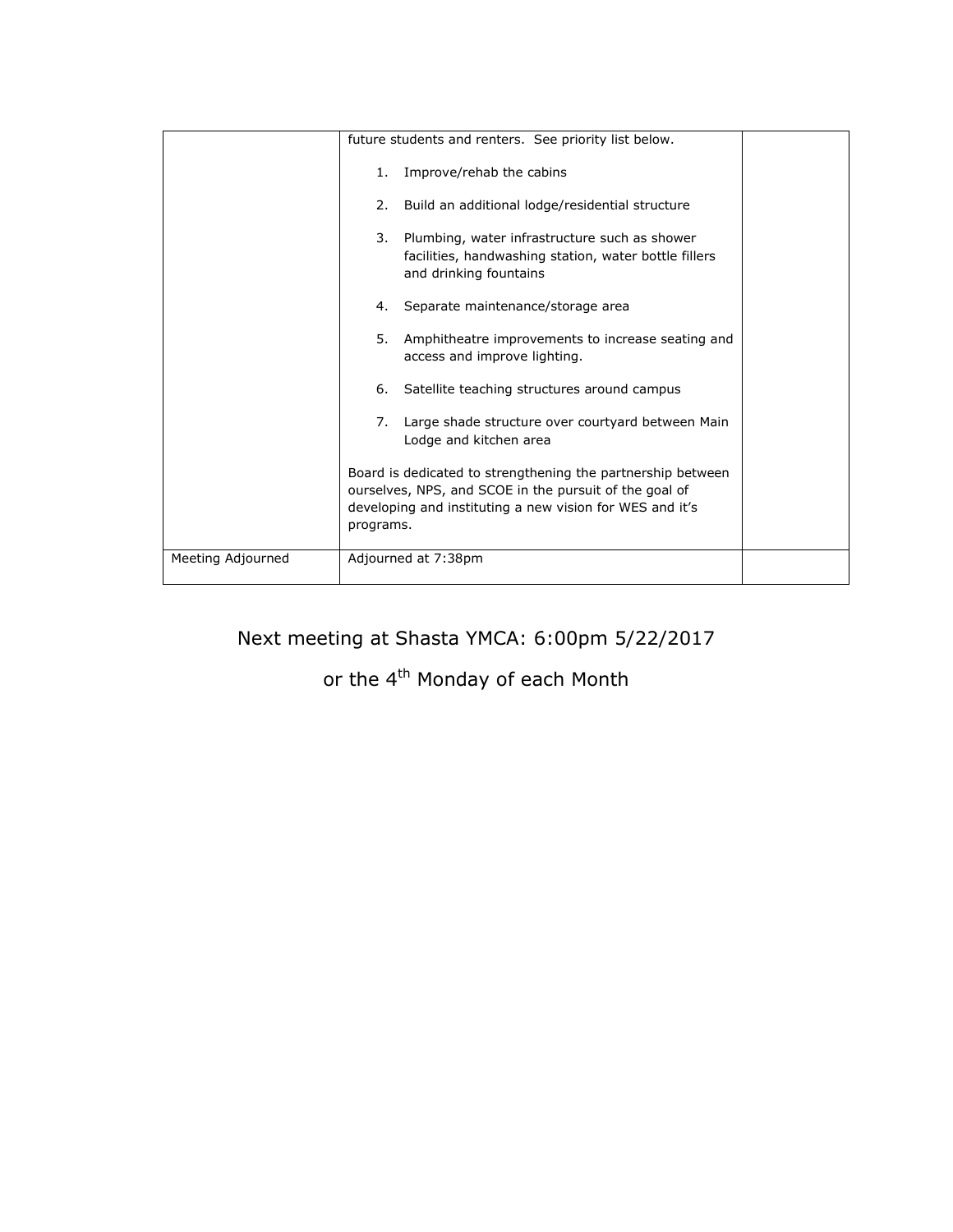| | | |
|---|---|---|
| | future students and renters. See priority list below.<br><br>1. Improve/rehab the cabins<br>2. Build an additional lodge/residential structure<br>3. Plumbing, water infrastructure such as shower facilities, handwashing station, water bottle fillers and drinking fountains<br>4. Separate maintenance/storage area<br>5. Amphitheatre improvements to increase seating and access and improve lighting.<br>6. Satellite teaching structures around campus<br>7. Large shade structure over courtyard between Main Lodge and kitchen area<br><br>Board is dedicated to strengthening the partnership between ourselves, NPS, and SCOE in the pursuit of the goal of developing and instituting a new vision for WES and it's programs. | |
| Meeting Adjourned | Adjourned at 7:38pm | |

Next meeting at Shasta YMCA: 6:00pm 5/22/2017

or the 4th Monday of each Month